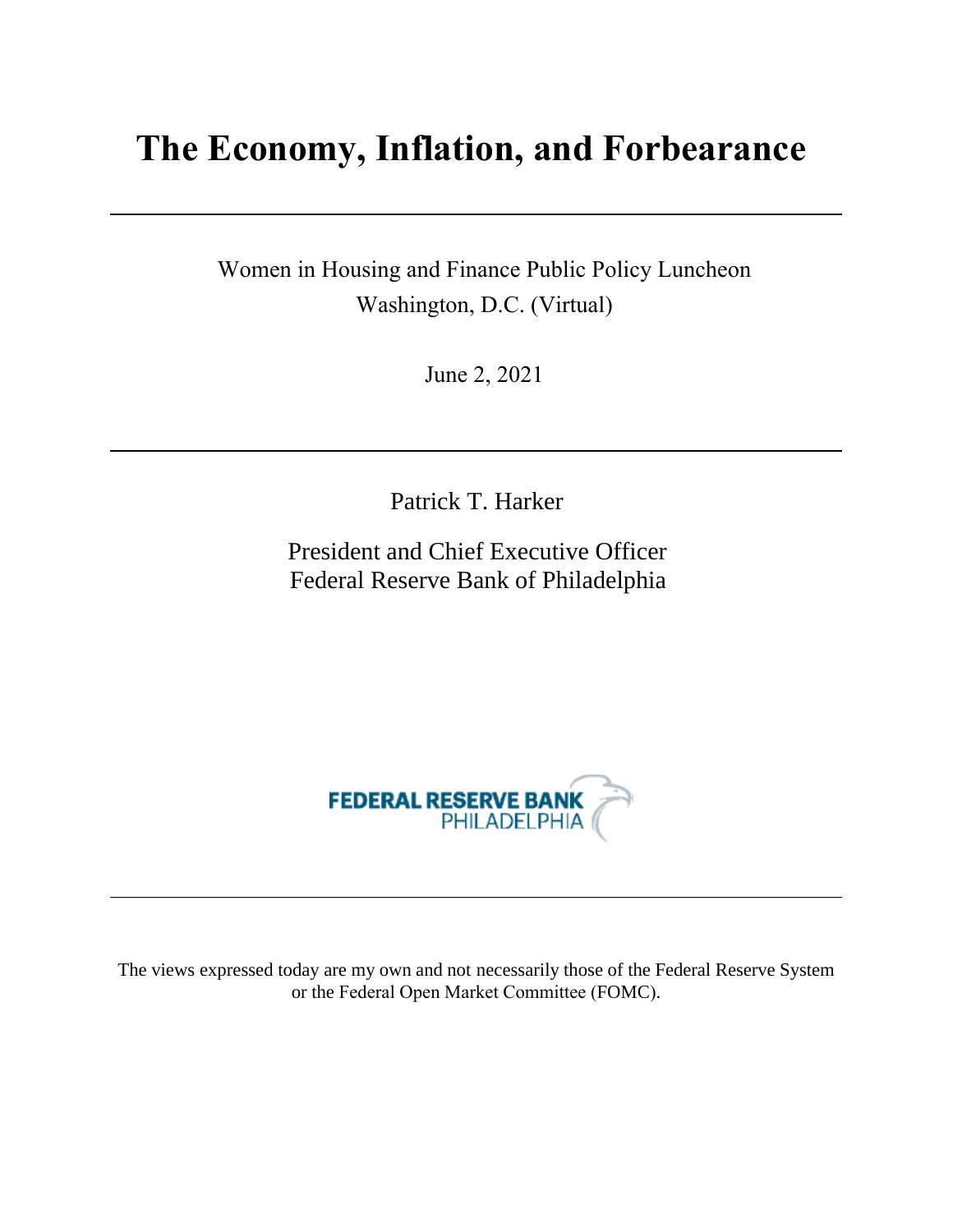# The Economy, Inflation, and Forbearance

Women in Housing and Finance Public Policy Luncheon
Washington, D.C. (Virtual)

June 2, 2021

Patrick T. Harker

President and Chief Executive Officer
Federal Reserve Bank of Philadelphia

FEDERAL RESERVE BANK
PHILADELPHIA

The views expressed today are my own and not necessarily those of the Federal Reserve System or the Federal Open Market Committee (FOMC).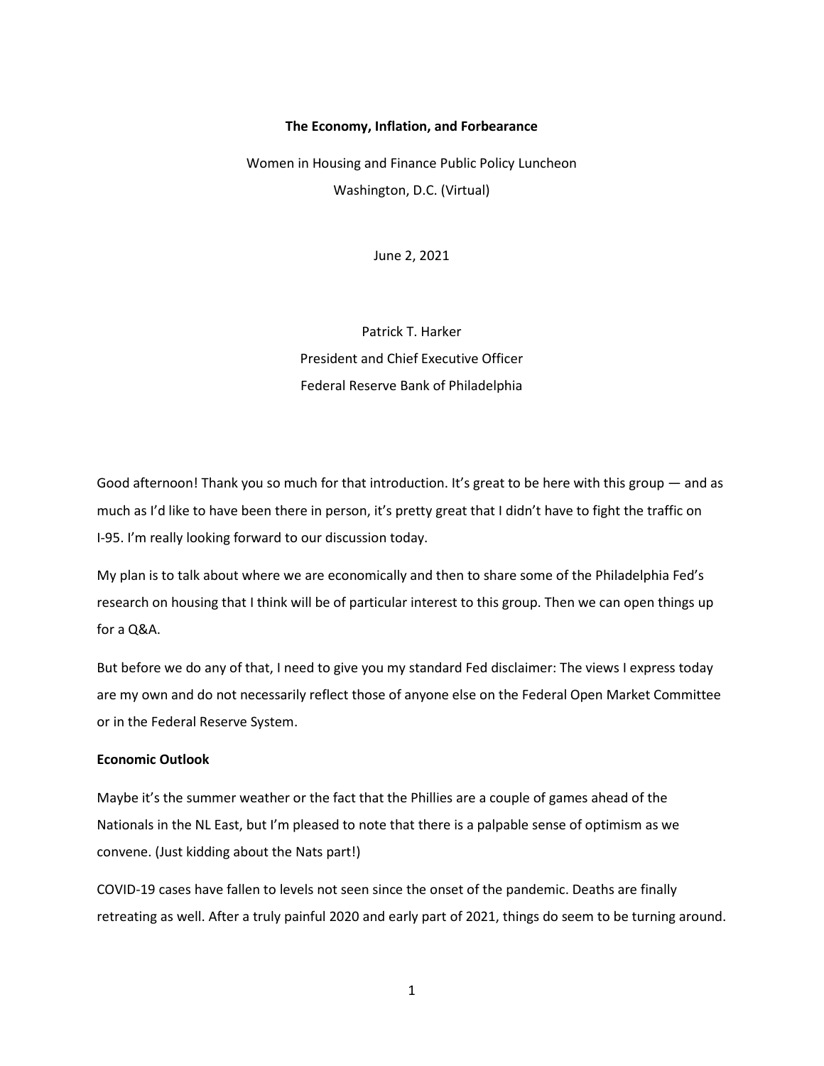**The Economy, Inflation, and Forbearance**

Women in Housing and Finance Public Policy Luncheon
Washington, D.C. (Virtual)

June 2, 2021

Patrick T. Harker
President and Chief Executive Officer
Federal Reserve Bank of Philadelphia

Good afternoon! Thank you so much for that introduction. It's great to be here with this group — and as much as I'd like to have been there in person, it's pretty great that I didn't have to fight the traffic on I-95. I'm really looking forward to our discussion today.

My plan is to talk about where we are economically and then to share some of the Philadelphia Fed's research on housing that I think will be of particular interest to this group. Then we can open things up for a Q&A.

But before we do any of that, I need to give you my standard Fed disclaimer: The views I express today are my own and do not necessarily reflect those of anyone else on the Federal Open Market Committee or in the Federal Reserve System.

**Economic Outlook**

Maybe it's the summer weather or the fact that the Phillies are a couple of games ahead of the Nationals in the NL East, but I'm pleased to note that there is a palpable sense of optimism as we convene. (Just kidding about the Nats part!)

COVID-19 cases have fallen to levels not seen since the onset of the pandemic. Deaths are finally retreating as well. After a truly painful 2020 and early part of 2021, things do seem to be turning around.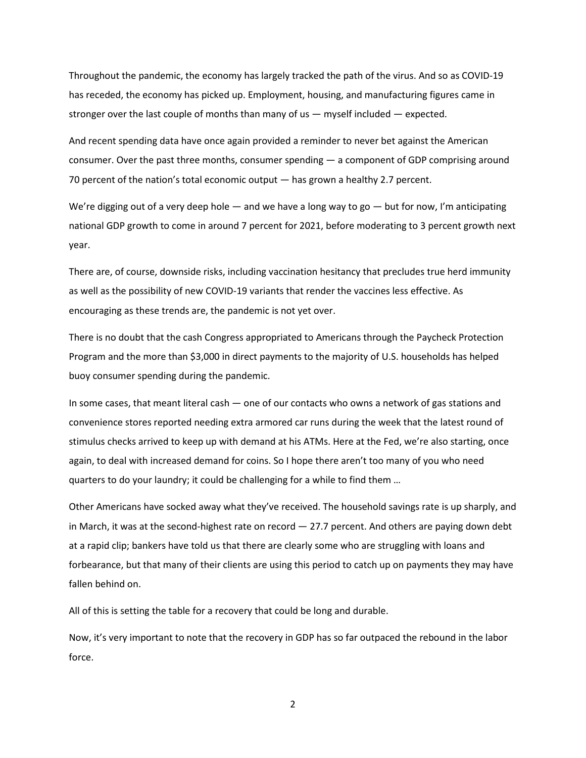Throughout the pandemic, the economy has largely tracked the path of the virus. And so as COVID-19 has receded, the economy has picked up. Employment, housing, and manufacturing figures came in stronger over the last couple of months than many of us — myself included — expected.

And recent spending data have once again provided a reminder to never bet against the American consumer. Over the past three months, consumer spending — a component of GDP comprising around 70 percent of the nation's total economic output — has grown a healthy 2.7 percent.

We're digging out of a very deep hole — and we have a long way to go — but for now, I'm anticipating national GDP growth to come in around 7 percent for 2021, before moderating to 3 percent growth next year.

There are, of course, downside risks, including vaccination hesitancy that precludes true herd immunity as well as the possibility of new COVID-19 variants that render the vaccines less effective. As encouraging as these trends are, the pandemic is not yet over.

There is no doubt that the cash Congress appropriated to Americans through the Paycheck Protection Program and the more than $3,000 in direct payments to the majority of U.S. households has helped buoy consumer spending during the pandemic.

In some cases, that meant literal cash — one of our contacts who owns a network of gas stations and convenience stores reported needing extra armored car runs during the week that the latest round of stimulus checks arrived to keep up with demand at his ATMs. Here at the Fed, we're also starting, once again, to deal with increased demand for coins. So I hope there aren't too many of you who need quarters to do your laundry; it could be challenging for a while to find them …

Other Americans have socked away what they've received. The household savings rate is up sharply, and in March, it was at the second-highest rate on record — 27.7 percent. And others are paying down debt at a rapid clip; bankers have told us that there are clearly some who are struggling with loans and forbearance, but that many of their clients are using this period to catch up on payments they may have fallen behind on.

All of this is setting the table for a recovery that could be long and durable.

Now, it's very important to note that the recovery in GDP has so far outpaced the rebound in the labor force.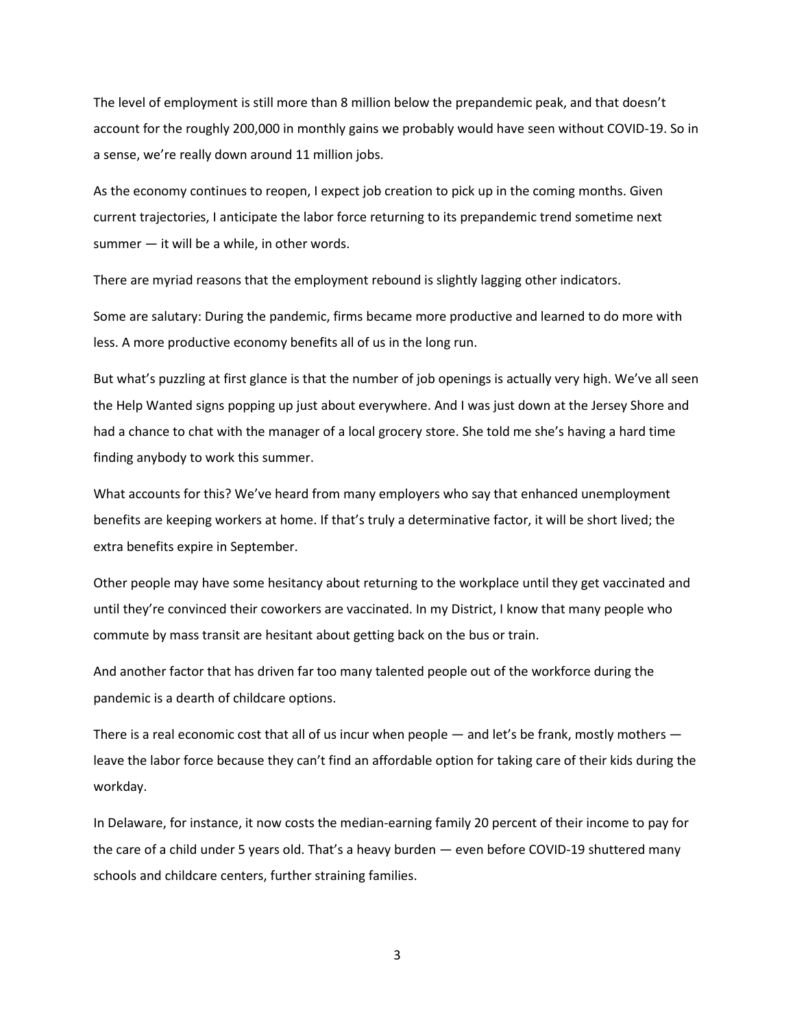The level of employment is still more than 8 million below the prepandemic peak, and that doesn't account for the roughly 200,000 in monthly gains we probably would have seen without COVID-19. So in a sense, we're really down around 11 million jobs.

As the economy continues to reopen, I expect job creation to pick up in the coming months. Given current trajectories, I anticipate the labor force returning to its prepandemic trend sometime next summer — it will be a while, in other words.

There are myriad reasons that the employment rebound is slightly lagging other indicators.

Some are salutary: During the pandemic, firms became more productive and learned to do more with less. A more productive economy benefits all of us in the long run.

But what's puzzling at first glance is that the number of job openings is actually very high. We've all seen the Help Wanted signs popping up just about everywhere. And I was just down at the Jersey Shore and had a chance to chat with the manager of a local grocery store. She told me she's having a hard time finding anybody to work this summer.

What accounts for this? We've heard from many employers who say that enhanced unemployment benefits are keeping workers at home. If that's truly a determinative factor, it will be short lived; the extra benefits expire in September.

Other people may have some hesitancy about returning to the workplace until they get vaccinated and until they're convinced their coworkers are vaccinated. In my District, I know that many people who commute by mass transit are hesitant about getting back on the bus or train.

And another factor that has driven far too many talented people out of the workforce during the pandemic is a dearth of childcare options.

There is a real economic cost that all of us incur when people — and let's be frank, mostly mothers — leave the labor force because they can't find an affordable option for taking care of their kids during the workday.

In Delaware, for instance, it now costs the median-earning family 20 percent of their income to pay for the care of a child under 5 years old. That's a heavy burden — even before COVID-19 shuttered many schools and childcare centers, further straining families.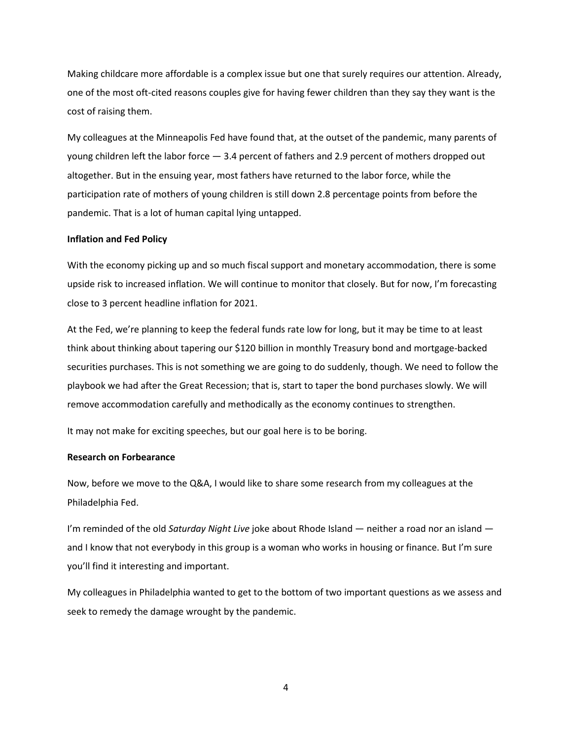Making childcare more affordable is a complex issue but one that surely requires our attention. Already, one of the most oft-cited reasons couples give for having fewer children than they say they want is the cost of raising them.

My colleagues at the Minneapolis Fed have found that, at the outset of the pandemic, many parents of young children left the labor force — 3.4 percent of fathers and 2.9 percent of mothers dropped out altogether. But in the ensuing year, most fathers have returned to the labor force, while the participation rate of mothers of young children is still down 2.8 percentage points from before the pandemic. That is a lot of human capital lying untapped.

**Inflation and Fed Policy**

With the economy picking up and so much fiscal support and monetary accommodation, there is some upside risk to increased inflation. We will continue to monitor that closely. But for now, I'm forecasting close to 3 percent headline inflation for 2021.

At the Fed, we're planning to keep the federal funds rate low for long, but it may be time to at least think about thinking about tapering our $120 billion in monthly Treasury bond and mortgage-backed securities purchases. This is not something we are going to do suddenly, though. We need to follow the playbook we had after the Great Recession; that is, start to taper the bond purchases slowly. We will remove accommodation carefully and methodically as the economy continues to strengthen.

It may not make for exciting speeches, but our goal here is to be boring.

**Research on Forbearance**

Now, before we move to the Q&A, I would like to share some research from my colleagues at the Philadelphia Fed.

I'm reminded of the old *Saturday Night Live* joke about Rhode Island — neither a road nor an island — and I know that not everybody in this group is a woman who works in housing or finance. But I'm sure you'll find it interesting and important.

My colleagues in Philadelphia wanted to get to the bottom of two important questions as we assess and seek to remedy the damage wrought by the pandemic.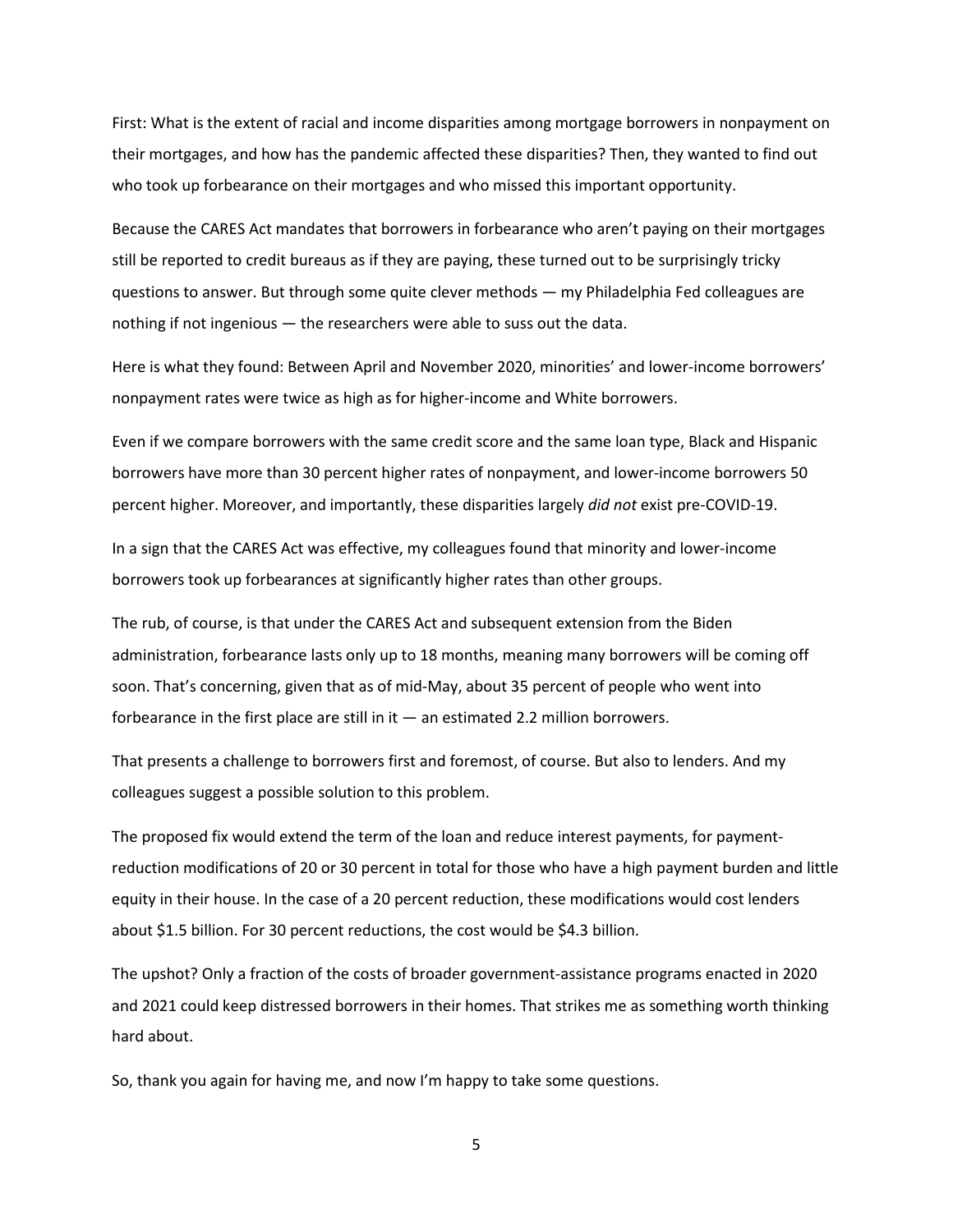First: What is the extent of racial and income disparities among mortgage borrowers in nonpayment on their mortgages, and how has the pandemic affected these disparities? Then, they wanted to find out who took up forbearance on their mortgages and who missed this important opportunity.

Because the CARES Act mandates that borrowers in forbearance who aren't paying on their mortgages still be reported to credit bureaus as if they are paying, these turned out to be surprisingly tricky questions to answer. But through some quite clever methods — my Philadelphia Fed colleagues are nothing if not ingenious — the researchers were able to suss out the data.

Here is what they found: Between April and November 2020, minorities' and lower-income borrowers' nonpayment rates were twice as high as for higher-income and White borrowers.

Even if we compare borrowers with the same credit score and the same loan type, Black and Hispanic borrowers have more than 30 percent higher rates of nonpayment, and lower-income borrowers 50 percent higher. Moreover, and importantly, these disparities largely *did not* exist pre-COVID-19.

In a sign that the CARES Act was effective, my colleagues found that minority and lower-income borrowers took up forbearances at significantly higher rates than other groups.

The rub, of course, is that under the CARES Act and subsequent extension from the Biden administration, forbearance lasts only up to 18 months, meaning many borrowers will be coming off soon. That's concerning, given that as of mid-May, about 35 percent of people who went into forbearance in the first place are still in it — an estimated 2.2 million borrowers.

That presents a challenge to borrowers first and foremost, of course. But also to lenders. And my colleagues suggest a possible solution to this problem.

The proposed fix would extend the term of the loan and reduce interest payments, for payment-reduction modifications of 20 or 30 percent in total for those who have a high payment burden and little equity in their house. In the case of a 20 percent reduction, these modifications would cost lenders about $1.5 billion. For 30 percent reductions, the cost would be $4.3 billion.

The upshot? Only a fraction of the costs of broader government-assistance programs enacted in 2020 and 2021 could keep distressed borrowers in their homes. That strikes me as something worth thinking hard about.

So, thank you again for having me, and now I'm happy to take some questions.